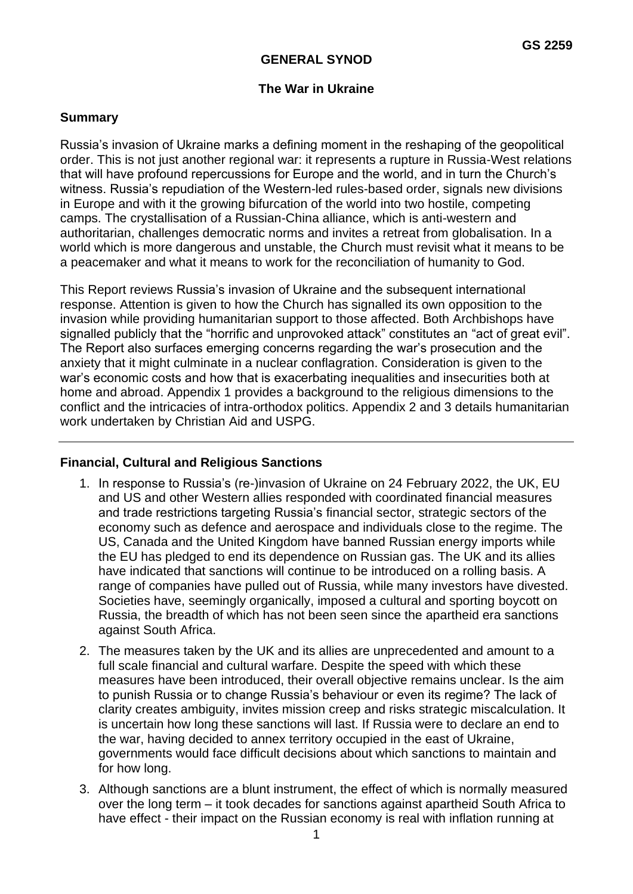GS 2259

# GENERAL SYNOD

## The War in Ukraine

### Summary

Russia's invasion of Ukraine marks a defining moment in the reshaping of the geopolitical order. This is not just another regional war: it represents a rupture in Russia-West relations that will have profound repercussions for Europe and the world, and in turn the Church's witness. Russia's repudiation of the Western-led rules-based order, signals new divisions in Europe and with it the growing bifurcation of the world into two hostile, competing camps. The crystallisation of a Russian-China alliance, which is anti-western and authoritarian, challenges democratic norms and invites a retreat from globalisation. In a world which is more dangerous and unstable, the Church must revisit what it means to be a peacemaker and what it means to work for the reconciliation of humanity to God.

This Report reviews Russia's invasion of Ukraine and the subsequent international response. Attention is given to how the Church has signalled its own opposition to the invasion while providing humanitarian support to those affected. Both Archbishops have signalled publicly that the "horrific and unprovoked attack" constitutes an "act of great evil". The Report also surfaces emerging concerns regarding the war's prosecution and the anxiety that it might culminate in a nuclear conflagration. Consideration is given to the war's economic costs and how that is exacerbating inequalities and insecurities both at home and abroad. Appendix 1 provides a background to the religious dimensions to the conflict and the intricacies of intra-orthodox politics. Appendix 2 and 3 details humanitarian work undertaken by Christian Aid and USPG.

---

### Financial, Cultural and Religious Sanctions

1. In response to Russia's (re-)invasion of Ukraine on 24 February 2022, the UK, EU and US and other Western allies responded with coordinated financial measures and trade restrictions targeting Russia's financial sector, strategic sectors of the economy such as defence and aerospace and individuals close to the regime. The US, Canada and the United Kingdom have banned Russian energy imports while the EU has pledged to end its dependence on Russian gas. The UK and its allies have indicated that sanctions will continue to be introduced on a rolling basis. A range of companies have pulled out of Russia, while many investors have divested. Societies have, seemingly organically, imposed a cultural and sporting boycott on Russia, the breadth of which has not been seen since the apartheid era sanctions against South Africa.

2. The measures taken by the UK and its allies are unprecedented and amount to a full scale financial and cultural warfare. Despite the speed with which these measures have been introduced, their overall objective remains unclear. Is the aim to punish Russia or to change Russia's behaviour or even its regime? The lack of clarity creates ambiguity, invites mission creep and risks strategic miscalculation. It is uncertain how long these sanctions will last. If Russia were to declare an end to the war, having decided to annex territory occupied in the east of Ukraine, governments would face difficult decisions about which sanctions to maintain and for how long.

3. Although sanctions are a blunt instrument, the effect of which is normally measured over the long term – it took decades for sanctions against apartheid South Africa to have effect - their impact on the Russian economy is real with inflation running at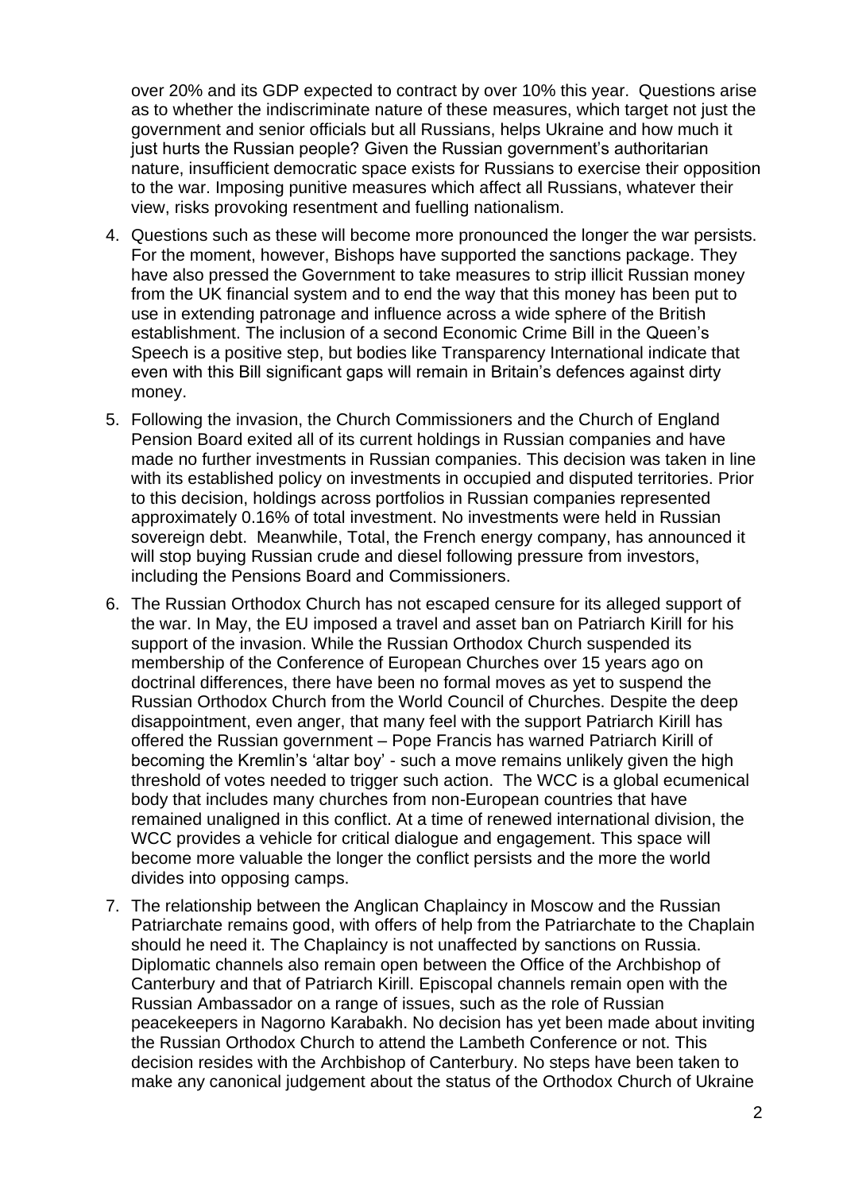over 20% and its GDP expected to contract by over 10% this year. Questions arise as to whether the indiscriminate nature of these measures, which target not just the government and senior officials but all Russians, helps Ukraine and how much it just hurts the Russian people? Given the Russian government's authoritarian nature, insufficient democratic space exists for Russians to exercise their opposition to the war. Imposing punitive measures which affect all Russians, whatever their view, risks provoking resentment and fuelling nationalism.

4. Questions such as these will become more pronounced the longer the war persists. For the moment, however, Bishops have supported the sanctions package. They have also pressed the Government to take measures to strip illicit Russian money from the UK financial system and to end the way that this money has been put to use in extending patronage and influence across a wide sphere of the British establishment. The inclusion of a second Economic Crime Bill in the Queen's Speech is a positive step, but bodies like Transparency International indicate that even with this Bill significant gaps will remain in Britain's defences against dirty money.

5. Following the invasion, the Church Commissioners and the Church of England Pension Board exited all of its current holdings in Russian companies and have made no further investments in Russian companies. This decision was taken in line with its established policy on investments in occupied and disputed territories. Prior to this decision, holdings across portfolios in Russian companies represented approximately 0.16% of total investment. No investments were held in Russian sovereign debt. Meanwhile, Total, the French energy company, has announced it will stop buying Russian crude and diesel following pressure from investors, including the Pensions Board and Commissioners.

6. The Russian Orthodox Church has not escaped censure for its alleged support of the war. In May, the EU imposed a travel and asset ban on Patriarch Kirill for his support of the invasion. While the Russian Orthodox Church suspended its membership of the Conference of European Churches over 15 years ago on doctrinal differences, there have been no formal moves as yet to suspend the Russian Orthodox Church from the World Council of Churches. Despite the deep disappointment, even anger, that many feel with the support Patriarch Kirill has offered the Russian government – Pope Francis has warned Patriarch Kirill of becoming the Kremlin's 'altar boy' - such a move remains unlikely given the high threshold of votes needed to trigger such action. The WCC is a global ecumenical body that includes many churches from non-European countries that have remained unaligned in this conflict. At a time of renewed international division, the WCC provides a vehicle for critical dialogue and engagement. This space will become more valuable the longer the conflict persists and the more the world divides into opposing camps.

7. The relationship between the Anglican Chaplaincy in Moscow and the Russian Patriarchate remains good, with offers of help from the Patriarchate to the Chaplain should he need it. The Chaplaincy is not unaffected by sanctions on Russia. Diplomatic channels also remain open between the Office of the Archbishop of Canterbury and that of Patriarch Kirill. Episcopal channels remain open with the Russian Ambassador on a range of issues, such as the role of Russian peacekeepers in Nagorno Karabakh. No decision has yet been made about inviting the Russian Orthodox Church to attend the Lambeth Conference or not. This decision resides with the Archbishop of Canterbury. No steps have been taken to make any canonical judgement about the status of the Orthodox Church of Ukraine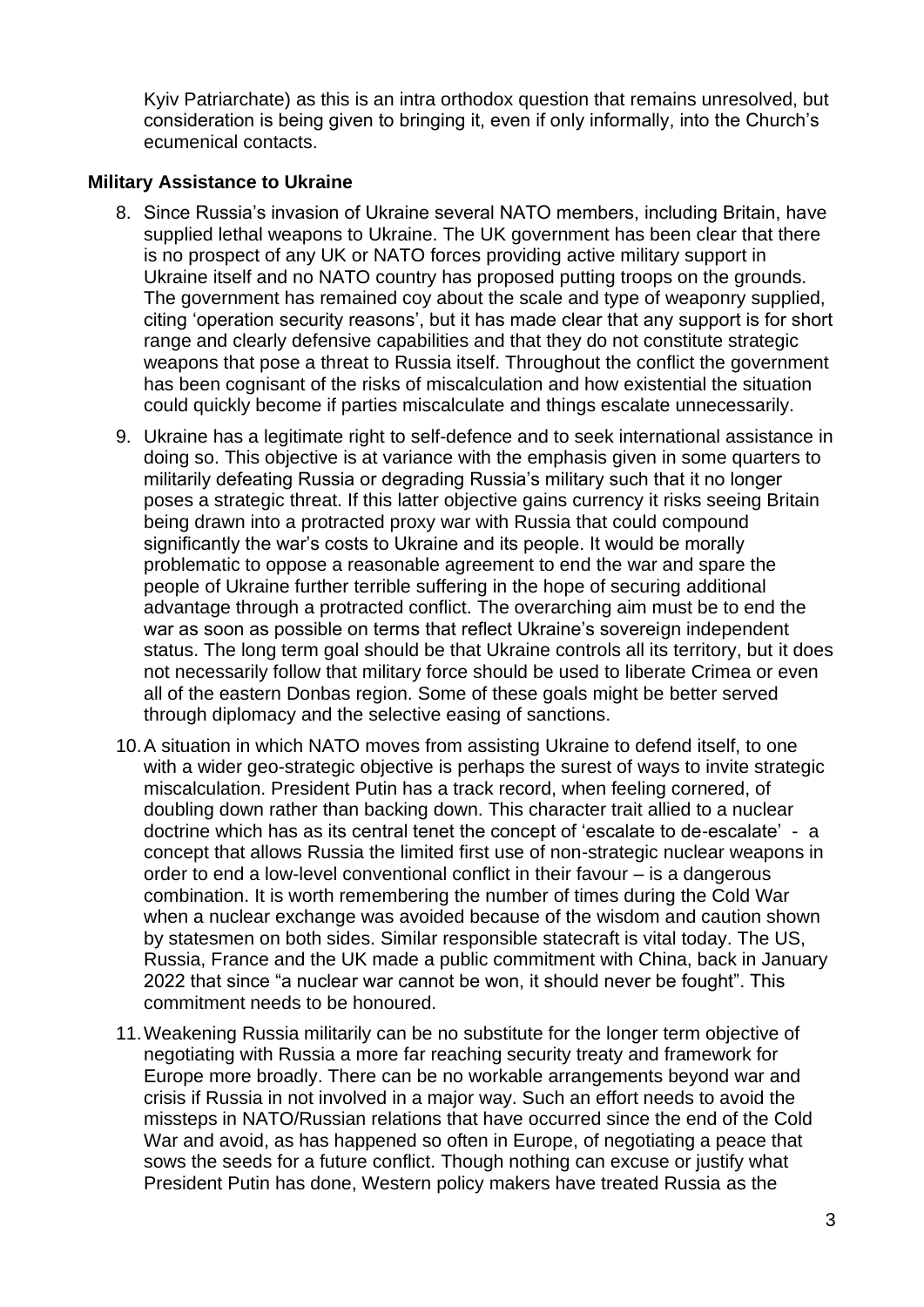Kyiv Patriarchate) as this is an intra orthodox question that remains unresolved, but consideration is being given to bringing it, even if only informally, into the Church's ecumenical contacts.

### Military Assistance to Ukraine

8. Since Russia's invasion of Ukraine several NATO members, including Britain, have supplied lethal weapons to Ukraine. The UK government has been clear that there is no prospect of any UK or NATO forces providing active military support in Ukraine itself and no NATO country has proposed putting troops on the grounds. The government has remained coy about the scale and type of weaponry supplied, citing 'operation security reasons', but it has made clear that any support is for short range and clearly defensive capabilities and that they do not constitute strategic weapons that pose a threat to Russia itself. Throughout the conflict the government has been cognisant of the risks of miscalculation and how existential the situation could quickly become if parties miscalculate and things escalate unnecessarily.

9. Ukraine has a legitimate right to self-defence and to seek international assistance in doing so. This objective is at variance with the emphasis given in some quarters to militarily defeating Russia or degrading Russia's military such that it no longer poses a strategic threat. If this latter objective gains currency it risks seeing Britain being drawn into a protracted proxy war with Russia that could compound significantly the war's costs to Ukraine and its people. It would be morally problematic to oppose a reasonable agreement to end the war and spare the people of Ukraine further terrible suffering in the hope of securing additional advantage through a protracted conflict. The overarching aim must be to end the war as soon as possible on terms that reflect Ukraine's sovereign independent status. The long term goal should be that Ukraine controls all its territory, but it does not necessarily follow that military force should be used to liberate Crimea or even all of the eastern Donbas region. Some of these goals might be better served through diplomacy and the selective easing of sanctions.

10. A situation in which NATO moves from assisting Ukraine to defend itself, to one with a wider geo-strategic objective is perhaps the surest of ways to invite strategic miscalculation. President Putin has a track record, when feeling cornered, of doubling down rather than backing down. This character trait allied to a nuclear doctrine which has as its central tenet the concept of 'escalate to de-escalate' - a concept that allows Russia the limited first use of non-strategic nuclear weapons in order to end a low-level conventional conflict in their favour – is a dangerous combination. It is worth remembering the number of times during the Cold War when a nuclear exchange was avoided because of the wisdom and caution shown by statesmen on both sides. Similar responsible statecraft is vital today. The US, Russia, France and the UK made a public commitment with China, back in January 2022 that since "a nuclear war cannot be won, it should never be fought". This commitment needs to be honoured.

11. Weakening Russia militarily can be no substitute for the longer term objective of negotiating with Russia a more far reaching security treaty and framework for Europe more broadly. There can be no workable arrangements beyond war and crisis if Russia in not involved in a major way. Such an effort needs to avoid the missteps in NATO/Russian relations that have occurred since the end of the Cold War and avoid, as has happened so often in Europe, of negotiating a peace that sows the seeds for a future conflict. Though nothing can excuse or justify what President Putin has done, Western policy makers have treated Russia as the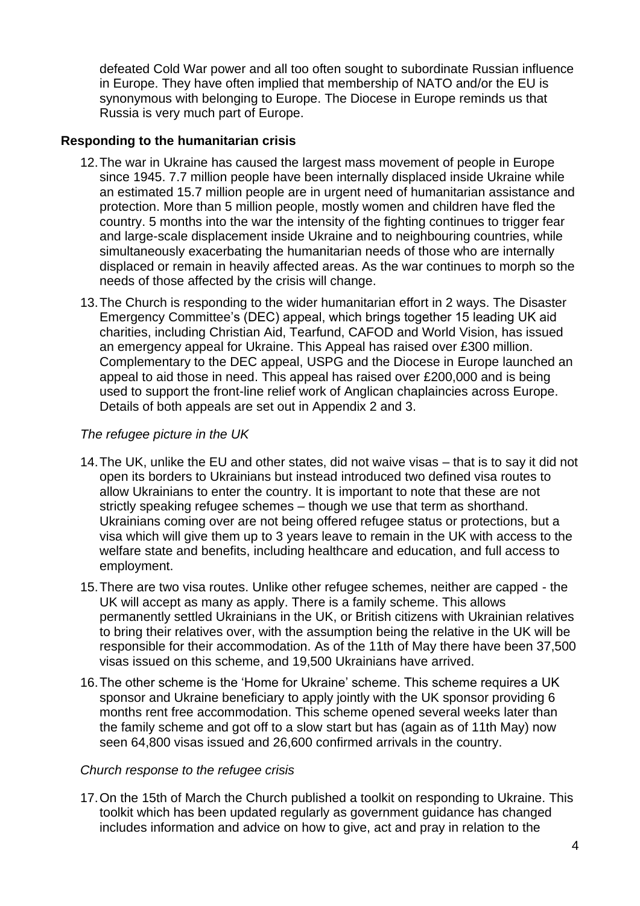defeated Cold War power and all too often sought to subordinate Russian influence in Europe. They have often implied that membership of NATO and/or the EU is synonymous with belonging to Europe. The Diocese in Europe reminds us that Russia is very much part of Europe.

**Responding to the humanitarian crisis**

12. The war in Ukraine has caused the largest mass movement of people in Europe since 1945. 7.7 million people have been internally displaced inside Ukraine while an estimated 15.7 million people are in urgent need of humanitarian assistance and protection. More than 5 million people, mostly women and children have fled the country. 5 months into the war the intensity of the fighting continues to trigger fear and large-scale displacement inside Ukraine and to neighbouring countries, while simultaneously exacerbating the humanitarian needs of those who are internally displaced or remain in heavily affected areas. As the war continues to morph so the needs of those affected by the crisis will change.

13. The Church is responding to the wider humanitarian effort in 2 ways. The Disaster Emergency Committee's (DEC) appeal, which brings together 15 leading UK aid charities, including Christian Aid, Tearfund, CAFOD and World Vision, has issued an emergency appeal for Ukraine. This Appeal has raised over £300 million. Complementary to the DEC appeal, USPG and the Diocese in Europe launched an appeal to aid those in need. This appeal has raised over £200,000 and is being used to support the front-line relief work of Anglican chaplaincies across Europe. Details of both appeals are set out in Appendix 2 and 3.

*The refugee picture in the UK*

14. The UK, unlike the EU and other states, did not waive visas – that is to say it did not open its borders to Ukrainians but instead introduced two defined visa routes to allow Ukrainians to enter the country. It is important to note that these are not strictly speaking refugee schemes – though we use that term as shorthand. Ukrainians coming over are not being offered refugee status or protections, but a visa which will give them up to 3 years leave to remain in the UK with access to the welfare state and benefits, including healthcare and education, and full access to employment.

15. There are two visa routes. Unlike other refugee schemes, neither are capped - the UK will accept as many as apply. There is a family scheme. This allows permanently settled Ukrainians in the UK, or British citizens with Ukrainian relatives to bring their relatives over, with the assumption being the relative in the UK will be responsible for their accommodation. As of the 11th of May there have been 37,500 visas issued on this scheme, and 19,500 Ukrainians have arrived.

16. The other scheme is the 'Home for Ukraine' scheme. This scheme requires a UK sponsor and Ukraine beneficiary to apply jointly with the UK sponsor providing 6 months rent free accommodation. This scheme opened several weeks later than the family scheme and got off to a slow start but has (again as of 11th May) now seen 64,800 visas issued and 26,600 confirmed arrivals in the country.

*Church response to the refugee crisis*

17. On the 15th of March the Church published a toolkit on responding to Ukraine. This toolkit which has been updated regularly as government guidance has changed includes information and advice on how to give, act and pray in relation to the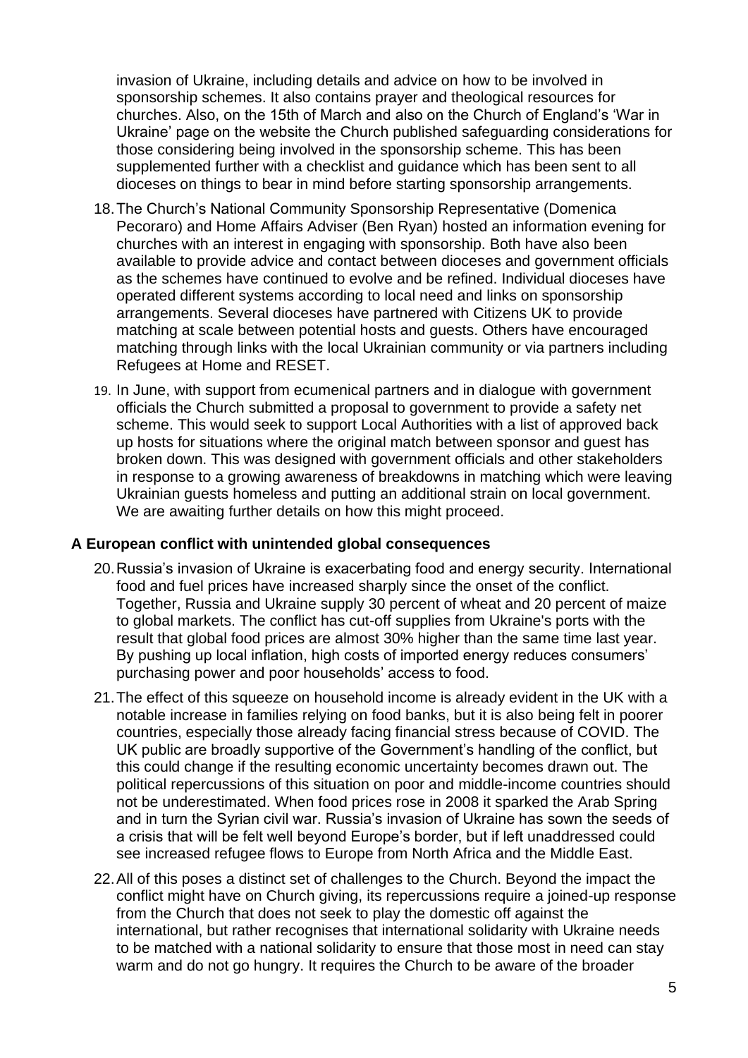invasion of Ukraine, including details and advice on how to be involved in sponsorship schemes. It also contains prayer and theological resources for churches. Also, on the 15th of March and also on the Church of England's 'War in Ukraine' page on the website the Church published safeguarding considerations for those considering being involved in the sponsorship scheme. This has been supplemented further with a checklist and guidance which has been sent to all dioceses on things to bear in mind before starting sponsorship arrangements.

18. The Church's National Community Sponsorship Representative (Domenica Pecoraro) and Home Affairs Adviser (Ben Ryan) hosted an information evening for churches with an interest in engaging with sponsorship. Both have also been available to provide advice and contact between dioceses and government officials as the schemes have continued to evolve and be refined. Individual dioceses have operated different systems according to local need and links on sponsorship arrangements. Several dioceses have partnered with Citizens UK to provide matching at scale between potential hosts and guests. Others have encouraged matching through links with the local Ukrainian community or via partners including Refugees at Home and RESET.

19. In June, with support from ecumenical partners and in dialogue with government officials the Church submitted a proposal to government to provide a safety net scheme. This would seek to support Local Authorities with a list of approved back up hosts for situations where the original match between sponsor and guest has broken down. This was designed with government officials and other stakeholders in response to a growing awareness of breakdowns in matching which were leaving Ukrainian guests homeless and putting an additional strain on local government. We are awaiting further details on how this might proceed.

### A European conflict with unintended global consequences

20. Russia's invasion of Ukraine is exacerbating food and energy security. International food and fuel prices have increased sharply since the onset of the conflict. Together, Russia and Ukraine supply 30 percent of wheat and 20 percent of maize to global markets. The conflict has cut-off supplies from Ukraine's ports with the result that global food prices are almost 30% higher than the same time last year. By pushing up local inflation, high costs of imported energy reduces consumers' purchasing power and poor households' access to food.

21. The effect of this squeeze on household income is already evident in the UK with a notable increase in families relying on food banks, but it is also being felt in poorer countries, especially those already facing financial stress because of COVID. The UK public are broadly supportive of the Government's handling of the conflict, but this could change if the resulting economic uncertainty becomes drawn out. The political repercussions of this situation on poor and middle-income countries should not be underestimated. When food prices rose in 2008 it sparked the Arab Spring and in turn the Syrian civil war. Russia's invasion of Ukraine has sown the seeds of a crisis that will be felt well beyond Europe's border, but if left unaddressed could see increased refugee flows to Europe from North Africa and the Middle East.

22. All of this poses a distinct set of challenges to the Church. Beyond the impact the conflict might have on Church giving, its repercussions require a joined-up response from the Church that does not seek to play the domestic off against the international, but rather recognises that international solidarity with Ukraine needs to be matched with a national solidarity to ensure that those most in need can stay warm and do not go hungry. It requires the Church to be aware of the broader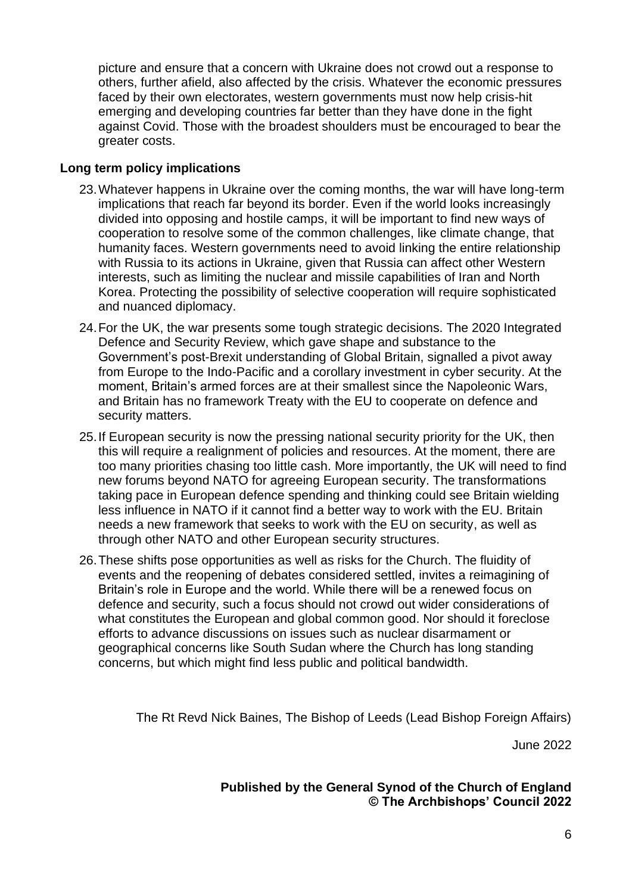picture and ensure that a concern with Ukraine does not crowd out a response to others, further afield, also affected by the crisis. Whatever the economic pressures faced by their own electorates, western governments must now help crisis-hit emerging and developing countries far better than they have done in the fight against Covid. Those with the broadest shoulders must be encouraged to bear the greater costs.

**Long term policy implications**

23. Whatever happens in Ukraine over the coming months, the war will have long-term implications that reach far beyond its border. Even if the world looks increasingly divided into opposing and hostile camps, it will be important to find new ways of cooperation to resolve some of the common challenges, like climate change, that humanity faces. Western governments need to avoid linking the entire relationship with Russia to its actions in Ukraine, given that Russia can affect other Western interests, such as limiting the nuclear and missile capabilities of Iran and North Korea. Protecting the possibility of selective cooperation will require sophisticated and nuanced diplomacy.

24. For the UK, the war presents some tough strategic decisions. The 2020 Integrated Defence and Security Review, which gave shape and substance to the Government's post-Brexit understanding of Global Britain, signalled a pivot away from Europe to the Indo-Pacific and a corollary investment in cyber security. At the moment, Britain's armed forces are at their smallest since the Napoleonic Wars, and Britain has no framework Treaty with the EU to cooperate on defence and security matters.

25. If European security is now the pressing national security priority for the UK, then this will require a realignment of policies and resources. At the moment, there are too many priorities chasing too little cash. More importantly, the UK will need to find new forums beyond NATO for agreeing European security. The transformations taking pace in European defence spending and thinking could see Britain wielding less influence in NATO if it cannot find a better way to work with the EU. Britain needs a new framework that seeks to work with the EU on security, as well as through other NATO and other European security structures.

26. These shifts pose opportunities as well as risks for the Church. The fluidity of events and the reopening of debates considered settled, invites a reimagining of Britain's role in Europe and the world. While there will be a renewed focus on defence and security, such a focus should not crowd out wider considerations of what constitutes the European and global common good. Nor should it foreclose efforts to advance discussions on issues such as nuclear disarmament or geographical concerns like South Sudan where the Church has long standing concerns, but which might find less public and political bandwidth.

The Rt Revd Nick Baines, The Bishop of Leeds (Lead Bishop Foreign Affairs)

June 2022

**Published by the General Synod of the Church of England**
**© The Archbishops' Council 2022**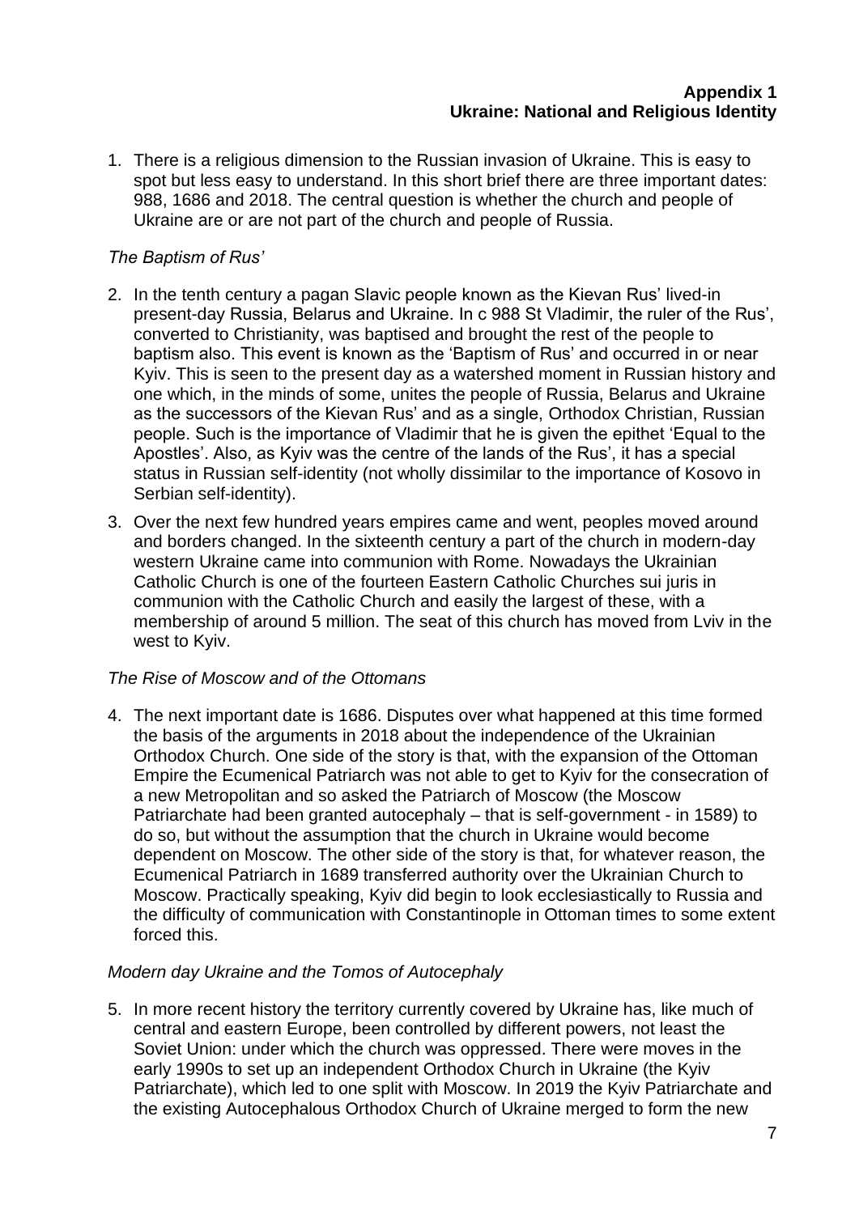**Appendix 1**
**Ukraine: National and Religious Identity**

1. There is a religious dimension to the Russian invasion of Ukraine. This is easy to spot but less easy to understand. In this short brief there are three important dates: 988, 1686 and 2018. The central question is whether the church and people of Ukraine are or are not part of the church and people of Russia.

*The Baptism of Rus'*

2. In the tenth century a pagan Slavic people known as the Kievan Rus' lived-in present-day Russia, Belarus and Ukraine. In c 988 St Vladimir, the ruler of the Rus', converted to Christianity, was baptised and brought the rest of the people to baptism also. This event is known as the 'Baptism of Rus' and occurred in or near Kyiv. This is seen to the present day as a watershed moment in Russian history and one which, in the minds of some, unites the people of Russia, Belarus and Ukraine as the successors of the Kievan Rus' and as a single, Orthodox Christian, Russian people. Such is the importance of Vladimir that he is given the epithet 'Equal to the Apostles'. Also, as Kyiv was the centre of the lands of the Rus', it has a special status in Russian self-identity (not wholly dissimilar to the importance of Kosovo in Serbian self-identity).

3. Over the next few hundred years empires came and went, peoples moved around and borders changed. In the sixteenth century a part of the church in modern-day western Ukraine came into communion with Rome. Nowadays the Ukrainian Catholic Church is one of the fourteen Eastern Catholic Churches sui juris in communion with the Catholic Church and easily the largest of these, with a membership of around 5 million. The seat of this church has moved from Lviv in the west to Kyiv.

*The Rise of Moscow and of the Ottomans*

4. The next important date is 1686. Disputes over what happened at this time formed the basis of the arguments in 2018 about the independence of the Ukrainian Orthodox Church. One side of the story is that, with the expansion of the Ottoman Empire the Ecumenical Patriarch was not able to get to Kyiv for the consecration of a new Metropolitan and so asked the Patriarch of Moscow (the Moscow Patriarchate had been granted autocephaly – that is self-government - in 1589) to do so, but without the assumption that the church in Ukraine would become dependent on Moscow. The other side of the story is that, for whatever reason, the Ecumenical Patriarch in 1689 transferred authority over the Ukrainian Church to Moscow. Practically speaking, Kyiv did begin to look ecclesiastically to Russia and the difficulty of communication with Constantinople in Ottoman times to some extent forced this.

*Modern day Ukraine and the Tomos of Autocephaly*

5. In more recent history the territory currently covered by Ukraine has, like much of central and eastern Europe, been controlled by different powers, not least the Soviet Union: under which the church was oppressed. There were moves in the early 1990s to set up an independent Orthodox Church in Ukraine (the Kyiv Patriarchate), which led to one split with Moscow. In 2019 the Kyiv Patriarchate and the existing Autocephalous Orthodox Church of Ukraine merged to form the new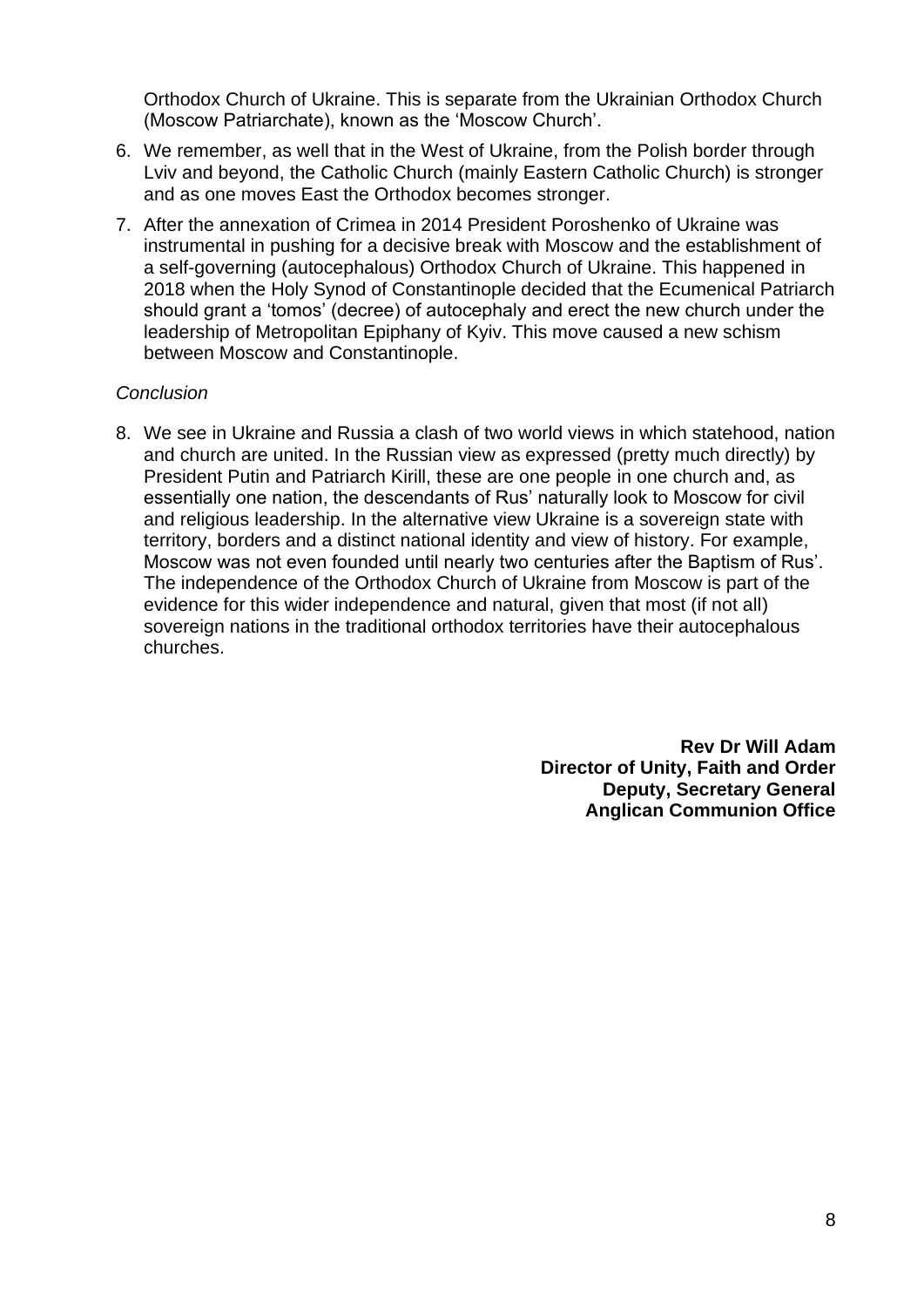Orthodox Church of Ukraine. This is separate from the Ukrainian Orthodox Church (Moscow Patriarchate), known as the 'Moscow Church'.

6. We remember, as well that in the West of Ukraine, from the Polish border through Lviv and beyond, the Catholic Church (mainly Eastern Catholic Church) is stronger and as one moves East the Orthodox becomes stronger.
7. After the annexation of Crimea in 2014 President Poroshenko of Ukraine was instrumental in pushing for a decisive break with Moscow and the establishment of a self-governing (autocephalous) Orthodox Church of Ukraine. This happened in 2018 when the Holy Synod of Constantinople decided that the Ecumenical Patriarch should grant a 'tomos' (decree) of autocephaly and erect the new church under the leadership of Metropolitan Epiphany of Kyiv. This move caused a new schism between Moscow and Constantinople.

*Conclusion*

8. We see in Ukraine and Russia a clash of two world views in which statehood, nation and church are united. In the Russian view as expressed (pretty much directly) by President Putin and Patriarch Kirill, these are one people in one church and, as essentially one nation, the descendants of Rus' naturally look to Moscow for civil and religious leadership. In the alternative view Ukraine is a sovereign state with territory, borders and a distinct national identity and view of history. For example, Moscow was not even founded until nearly two centuries after the Baptism of Rus'. The independence of the Orthodox Church of Ukraine from Moscow is part of the evidence for this wider independence and natural, given that most (if not all) sovereign nations in the traditional orthodox territories have their autocephalous churches.

**Rev Dr Will Adam**
**Director of Unity, Faith and Order**
**Deputy, Secretary General**
**Anglican Communion Office**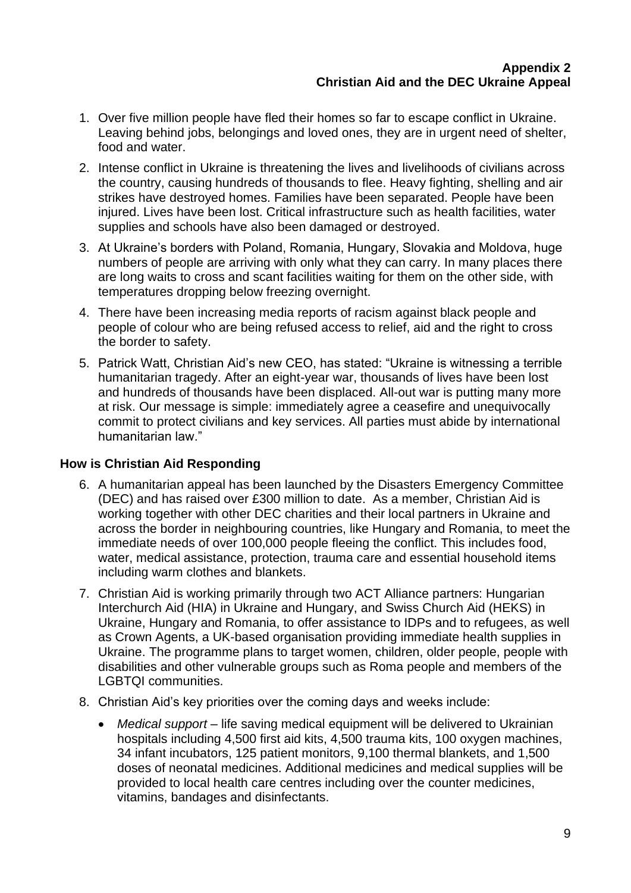**Appendix 2**
**Christian Aid and the DEC Ukraine Appeal**

1. Over five million people have fled their homes so far to escape conflict in Ukraine. Leaving behind jobs, belongings and loved ones, they are in urgent need of shelter, food and water.
2. Intense conflict in Ukraine is threatening the lives and livelihoods of civilians across the country, causing hundreds of thousands to flee. Heavy fighting, shelling and air strikes have destroyed homes. Families have been separated. People have been injured. Lives have been lost. Critical infrastructure such as health facilities, water supplies and schools have also been damaged or destroyed.
3. At Ukraine's borders with Poland, Romania, Hungary, Slovakia and Moldova, huge numbers of people are arriving with only what they can carry. In many places there are long waits to cross and scant facilities waiting for them on the other side, with temperatures dropping below freezing overnight.
4. There have been increasing media reports of racism against black people and people of colour who are being refused access to relief, aid and the right to cross the border to safety.
5. Patrick Watt, Christian Aid's new CEO, has stated: "Ukraine is witnessing a terrible humanitarian tragedy. After an eight-year war, thousands of lives have been lost and hundreds of thousands have been displaced. All-out war is putting many more at risk. Our message is simple: immediately agree a ceasefire and unequivocally commit to protect civilians and key services. All parties must abide by international humanitarian law."

### How is Christian Aid Responding

6. A humanitarian appeal has been launched by the Disasters Emergency Committee (DEC) and has raised over £300 million to date. As a member, Christian Aid is working together with other DEC charities and their local partners in Ukraine and across the border in neighbouring countries, like Hungary and Romania, to meet the immediate needs of over 100,000 people fleeing the conflict. This includes food, water, medical assistance, protection, trauma care and essential household items including warm clothes and blankets.
7. Christian Aid is working primarily through two ACT Alliance partners: Hungarian Interchurch Aid (HIA) in Ukraine and Hungary, and Swiss Church Aid (HEKS) in Ukraine, Hungary and Romania, to offer assistance to IDPs and to refugees, as well as Crown Agents, a UK-based organisation providing immediate health supplies in Ukraine. The programme plans to target women, children, older people, people with disabilities and other vulnerable groups such as Roma people and members of the LGBTQI communities.
8. Christian Aid's key priorities over the coming days and weeks include:
   - *Medical support* – life saving medical equipment will be delivered to Ukrainian hospitals including 4,500 first aid kits, 4,500 trauma kits, 100 oxygen machines, 34 infant incubators, 125 patient monitors, 9,100 thermal blankets, and 1,500 doses of neonatal medicines. Additional medicines and medical supplies will be provided to local health care centres including over the counter medicines, vitamins, bandages and disinfectants.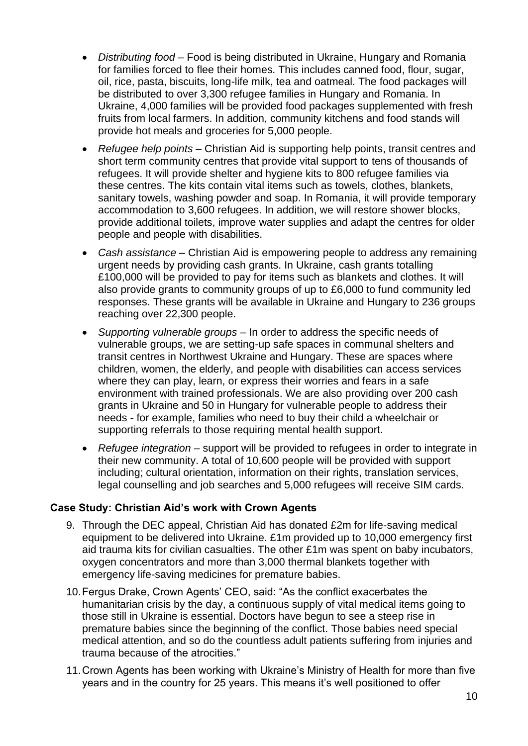- *Distributing food* – Food is being distributed in Ukraine, Hungary and Romania for families forced to flee their homes. This includes canned food, flour, sugar, oil, rice, pasta, biscuits, long-life milk, tea and oatmeal. The food packages will be distributed to over 3,300 refugee families in Hungary and Romania. In Ukraine, 4,000 families will be provided food packages supplemented with fresh fruits from local farmers. In addition, community kitchens and food stands will provide hot meals and groceries for 5,000 people.
- *Refugee help points* – Christian Aid is supporting help points, transit centres and short term community centres that provide vital support to tens of thousands of refugees. It will provide shelter and hygiene kits to 800 refugee families via these centres. The kits contain vital items such as towels, clothes, blankets, sanitary towels, washing powder and soap. In Romania, it will provide temporary accommodation to 3,600 refugees. In addition, we will restore shower blocks, provide additional toilets, improve water supplies and adapt the centres for older people and people with disabilities.
- *Cash assistance* – Christian Aid is empowering people to address any remaining urgent needs by providing cash grants. In Ukraine, cash grants totalling £100,000 will be provided to pay for items such as blankets and clothes. It will also provide grants to community groups of up to £6,000 to fund community led responses. These grants will be available in Ukraine and Hungary to 236 groups reaching over 22,300 people.
- *Supporting vulnerable groups* – In order to address the specific needs of vulnerable groups, we are setting-up safe spaces in communal shelters and transit centres in Northwest Ukraine and Hungary. These are spaces where children, women, the elderly, and people with disabilities can access services where they can play, learn, or express their worries and fears in a safe environment with trained professionals. We are also providing over 200 cash grants in Ukraine and 50 in Hungary for vulnerable people to address their needs - for example, families who need to buy their child a wheelchair or supporting referrals to those requiring mental health support.
- *Refugee integration* – support will be provided to refugees in order to integrate in their new community. A total of 10,600 people will be provided with support including; cultural orientation, information on their rights, translation services, legal counselling and job searches and 5,000 refugees will receive SIM cards.

### Case Study: Christian Aid's work with Crown Agents

9. Through the DEC appeal, Christian Aid has donated £2m for life-saving medical equipment to be delivered into Ukraine. £1m provided up to 10,000 emergency first aid trauma kits for civilian casualties. The other £1m was spent on baby incubators, oxygen concentrators and more than 3,000 thermal blankets together with emergency life-saving medicines for premature babies.
10. Fergus Drake, Crown Agents' CEO, said: "As the conflict exacerbates the humanitarian crisis by the day, a continuous supply of vital medical items going to those still in Ukraine is essential. Doctors have begun to see a steep rise in premature babies since the beginning of the conflict. Those babies need special medical attention, and so do the countless adult patients suffering from injuries and trauma because of the atrocities."
11. Crown Agents has been working with Ukraine's Ministry of Health for more than five years and in the country for 25 years. This means it's well positioned to offer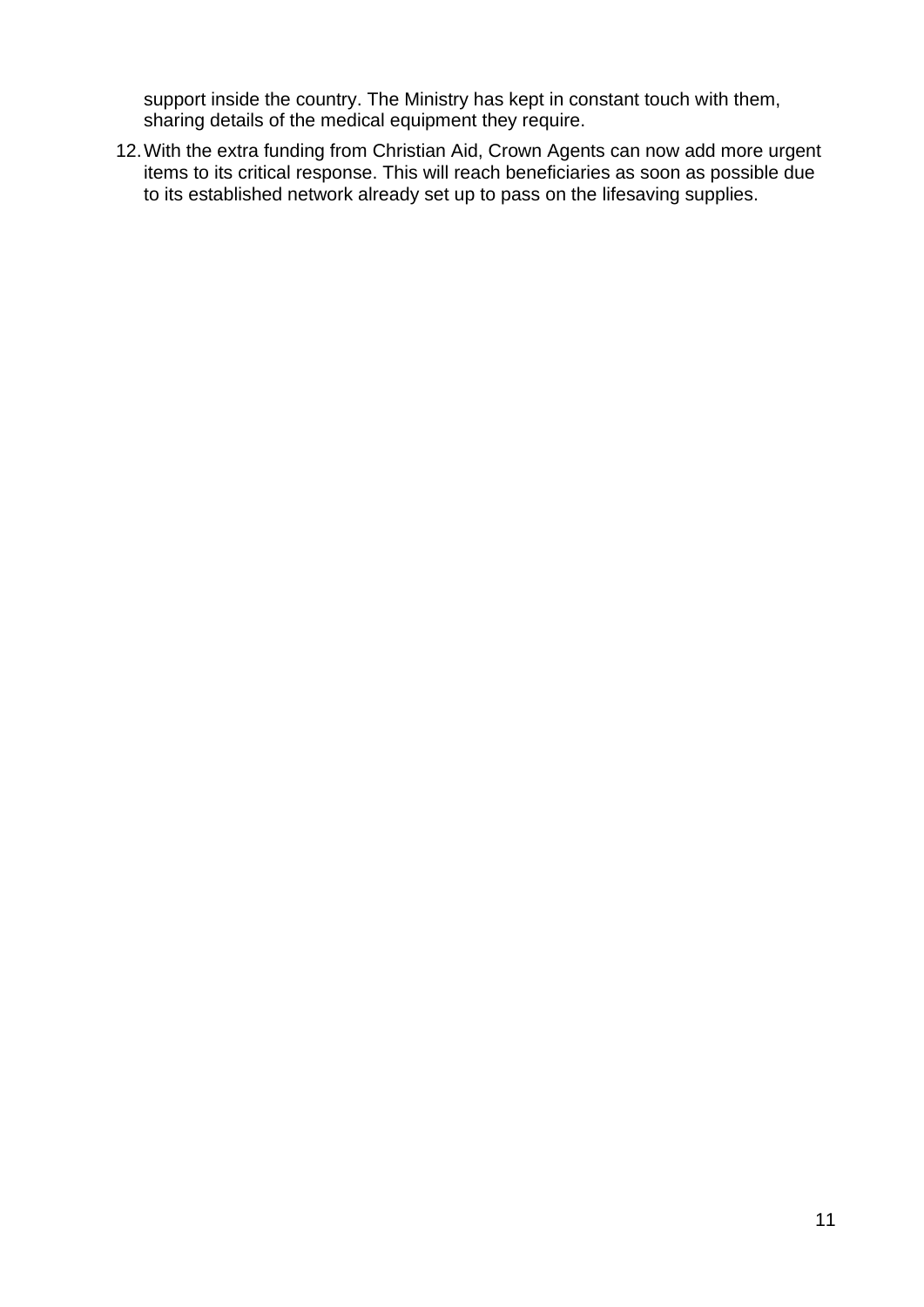support inside the country. The Ministry has kept in constant touch with them, sharing details of the medical equipment they require.

12. With the extra funding from Christian Aid, Crown Agents can now add more urgent items to its critical response. This will reach beneficiaries as soon as possible due to its established network already set up to pass on the lifesaving supplies.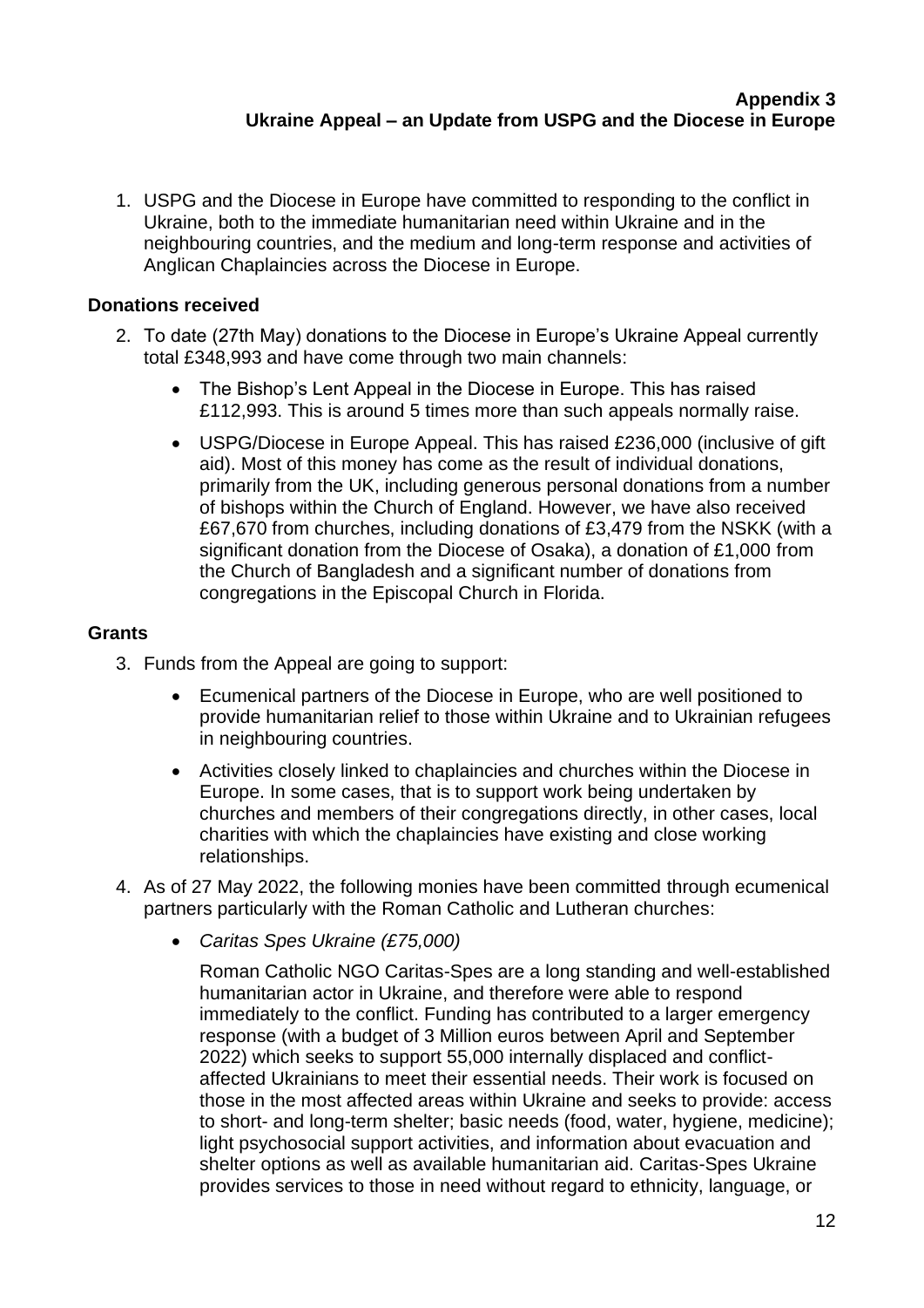**Appendix 3**
**Ukraine Appeal – an Update from USPG and the Diocese in Europe**

1. USPG and the Diocese in Europe have committed to responding to the conflict in Ukraine, both to the immediate humanitarian need within Ukraine and in the neighbouring countries, and the medium and long-term response and activities of Anglican Chaplaincies across the Diocese in Europe.

### Donations received

2. To date (27th May) donations to the Diocese in Europe's Ukraine Appeal currently total £348,993 and have come through two main channels:

   - The Bishop's Lent Appeal in the Diocese in Europe. This has raised £112,993. This is around 5 times more than such appeals normally raise.
   - USPG/Diocese in Europe Appeal. This has raised £236,000 (inclusive of gift aid). Most of this money has come as the result of individual donations, primarily from the UK, including generous personal donations from a number of bishops within the Church of England. However, we have also received £67,670 from churches, including donations of £3,479 from the NSKK (with a significant donation from the Diocese of Osaka), a donation of £1,000 from the Church of Bangladesh and a significant number of donations from congregations in the Episcopal Church in Florida.

### Grants

3. Funds from the Appeal are going to support:

   - Ecumenical partners of the Diocese in Europe, who are well positioned to provide humanitarian relief to those within Ukraine and to Ukrainian refugees in neighbouring countries.
   - Activities closely linked to chaplaincies and churches within the Diocese in Europe. In some cases, that is to support work being undertaken by churches and members of their congregations directly, in other cases, local charities with which the chaplaincies have existing and close working relationships.

4. As of 27 May 2022, the following monies have been committed through ecumenical partners particularly with the Roman Catholic and Lutheran churches:

   - *Caritas Spes Ukraine (£75,000)*

   Roman Catholic NGO Caritas-Spes are a long standing and well-established humanitarian actor in Ukraine, and therefore were able to respond immediately to the conflict. Funding has contributed to a larger emergency response (with a budget of 3 Million euros between April and September 2022) which seeks to support 55,000 internally displaced and conflict-affected Ukrainians to meet their essential needs. Their work is focused on those in the most affected areas within Ukraine and seeks to provide: access to short- and long-term shelter; basic needs (food, water, hygiene, medicine); light psychosocial support activities, and information about evacuation and shelter options as well as available humanitarian aid. Caritas-Spes Ukraine provides services to those in need without regard to ethnicity, language, or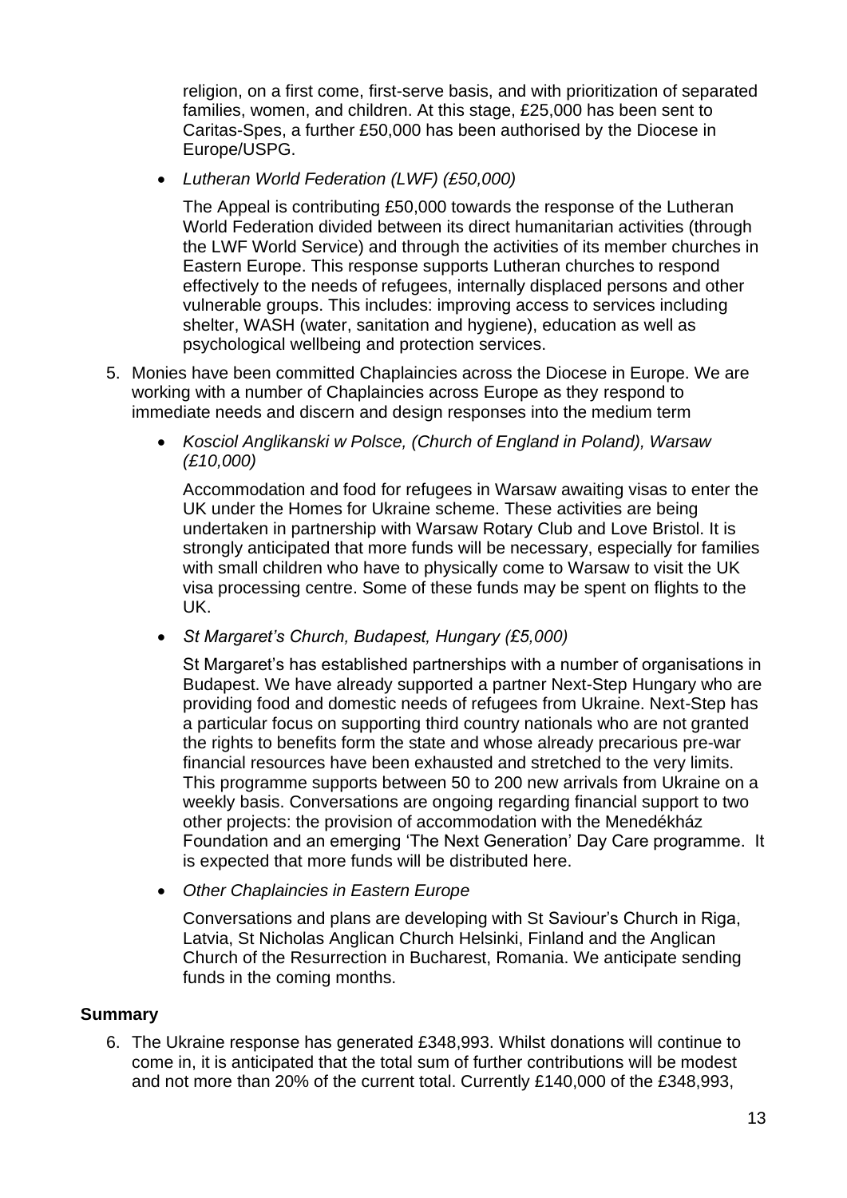religion, on a first come, first-serve basis, and with prioritization of separated families, women, and children. At this stage, £25,000 has been sent to Caritas-Spes, a further £50,000 has been authorised by the Diocese in Europe/USPG.

- *Lutheran World Federation (LWF) (£50,000)*

  The Appeal is contributing £50,000 towards the response of the Lutheran World Federation divided between its direct humanitarian activities (through the LWF World Service) and through the activities of its member churches in Eastern Europe. This response supports Lutheran churches to respond effectively to the needs of refugees, internally displaced persons and other vulnerable groups. This includes: improving access to services including shelter, WASH (water, sanitation and hygiene), education as well as psychological wellbeing and protection services.

5. Monies have been committed Chaplaincies across the Diocese in Europe. We are working with a number of Chaplaincies across Europe as they respond to immediate needs and discern and design responses into the medium term

   - *Kosciol Anglikanski w Polsce, (Church of England in Poland), Warsaw (£10,000)*

     Accommodation and food for refugees in Warsaw awaiting visas to enter the UK under the Homes for Ukraine scheme. These activities are being undertaken in partnership with Warsaw Rotary Club and Love Bristol. It is strongly anticipated that more funds will be necessary, especially for families with small children who have to physically come to Warsaw to visit the UK visa processing centre. Some of these funds may be spent on flights to the UK.

   - *St Margaret's Church, Budapest, Hungary (£5,000)*

     St Margaret's has established partnerships with a number of organisations in Budapest. We have already supported a partner Next-Step Hungary who are providing food and domestic needs of refugees from Ukraine. Next-Step has a particular focus on supporting third country nationals who are not granted the rights to benefits form the state and whose already precarious pre-war financial resources have been exhausted and stretched to the very limits. This programme supports between 50 to 200 new arrivals from Ukraine on a weekly basis. Conversations are ongoing regarding financial support to two other projects: the provision of accommodation with the Menedékház Foundation and an emerging 'The Next Generation' Day Care programme. It is expected that more funds will be distributed here.

   - *Other Chaplaincies in Eastern Europe*

     Conversations and plans are developing with St Saviour's Church in Riga, Latvia, St Nicholas Anglican Church Helsinki, Finland and the Anglican Church of the Resurrection in Bucharest, Romania. We anticipate sending funds in the coming months.

## Summary

6. The Ukraine response has generated £348,993. Whilst donations will continue to come in, it is anticipated that the total sum of further contributions will be modest and not more than 20% of the current total. Currently £140,000 of the £348,993,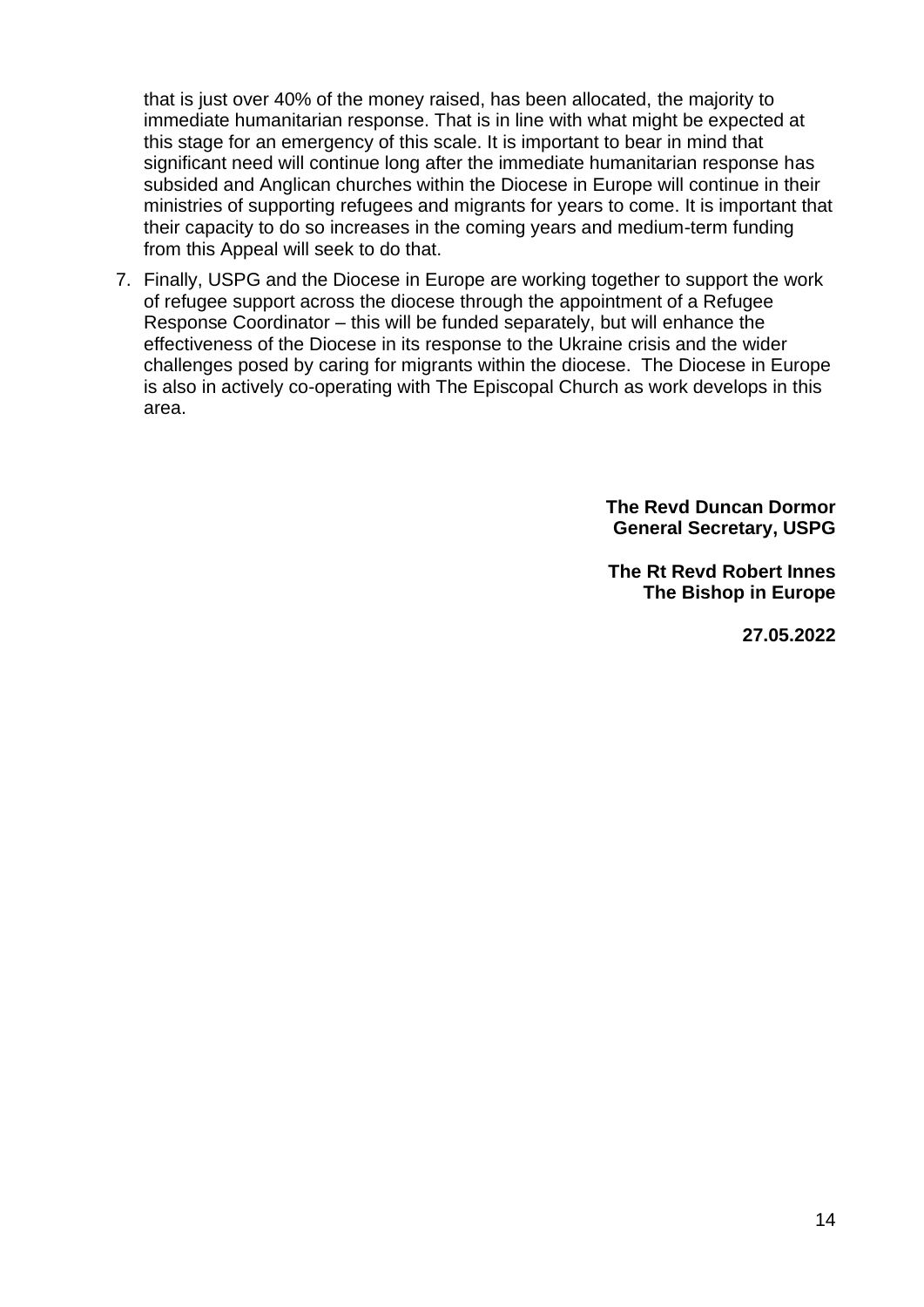that is just over 40% of the money raised, has been allocated, the majority to immediate humanitarian response. That is in line with what might be expected at this stage for an emergency of this scale. It is important to bear in mind that significant need will continue long after the immediate humanitarian response has subsided and Anglican churches within the Diocese in Europe will continue in their ministries of supporting refugees and migrants for years to come. It is important that their capacity to do so increases in the coming years and medium-term funding from this Appeal will seek to do that.

7. Finally, USPG and the Diocese in Europe are working together to support the work of refugee support across the diocese through the appointment of a Refugee Response Coordinator – this will be funded separately, but will enhance the effectiveness of the Diocese in its response to the Ukraine crisis and the wider challenges posed by caring for migrants within the diocese. The Diocese in Europe is also in actively co-operating with The Episcopal Church as work develops in this area.

**The Revd Duncan Dormor**
**General Secretary, USPG**

**The Rt Revd Robert Innes**
**The Bishop in Europe**

**27.05.2022**